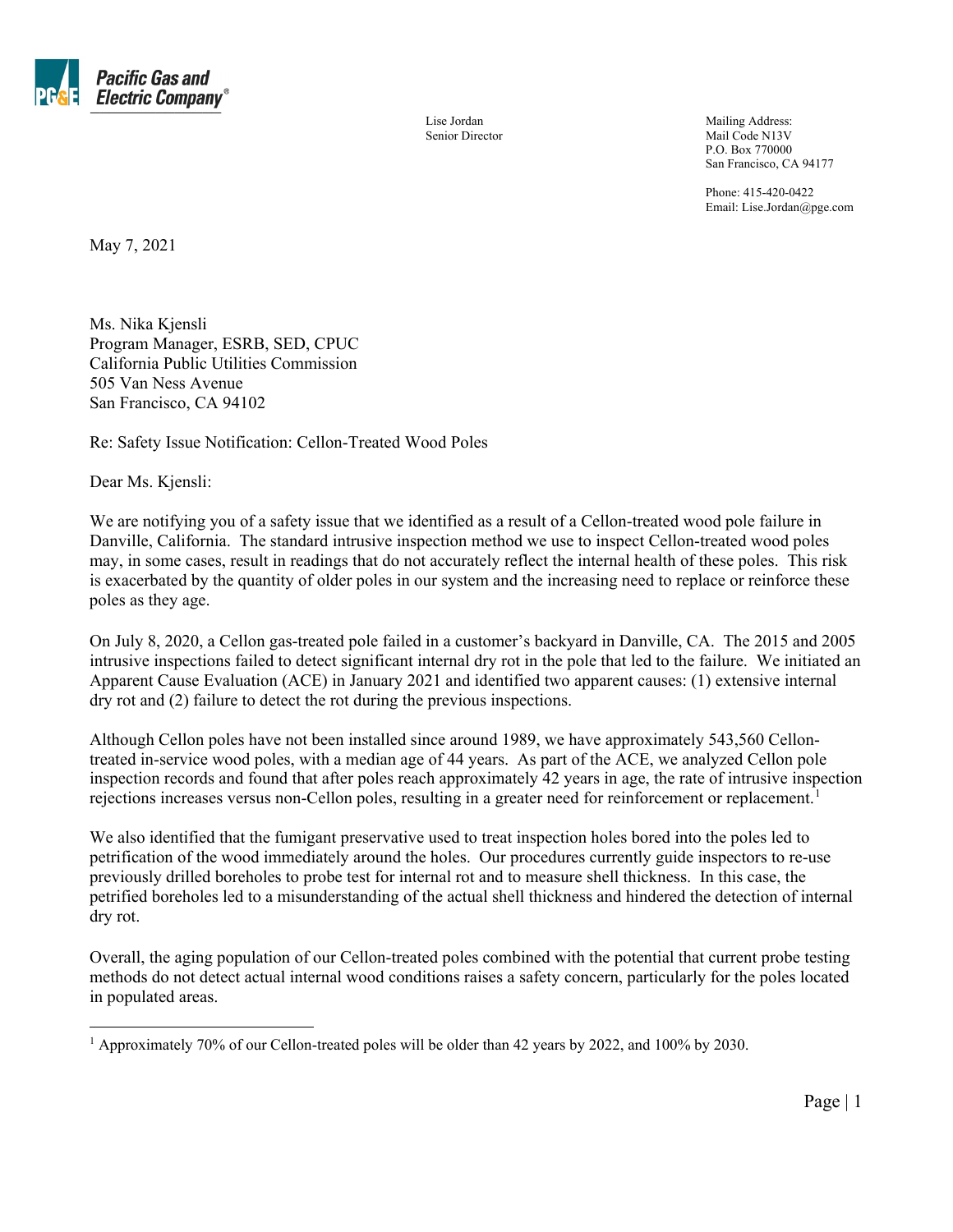**Pacific Gas and Electric Company**®

Lise Jordan
Senior Director

Mailing Address:
Mail Code N13V
P.O. Box 770000
San Francisco, CA 94177

Phone: 415-420-0422
Email: Lise.Jordan@pge.com

May 7, 2021

Ms. Nika Kjensli
Program Manager, ESRB, SED, CPUC
California Public Utilities Commission
505 Van Ness Avenue
San Francisco, CA 94102

Re: Safety Issue Notification: Cellon-Treated Wood Poles

Dear Ms. Kjensli:

We are notifying you of a safety issue that we identified as a result of a Cellon-treated wood pole failure in Danville, California. The standard intrusive inspection method we use to inspect Cellon-treated wood poles may, in some cases, result in readings that do not accurately reflect the internal health of these poles. This risk is exacerbated by the quantity of older poles in our system and the increasing need to replace or reinforce these poles as they age.

On July 8, 2020, a Cellon gas-treated pole failed in a customer's backyard in Danville, CA. The 2015 and 2005 intrusive inspections failed to detect significant internal dry rot in the pole that led to the failure. We initiated an Apparent Cause Evaluation (ACE) in January 2021 and identified two apparent causes: (1) extensive internal dry rot and (2) failure to detect the rot during the previous inspections.

Although Cellon poles have not been installed since around 1989, we have approximately 543,560 Cellon-treated in-service wood poles, with a median age of 44 years. As part of the ACE, we analyzed Cellon pole inspection records and found that after poles reach approximately 42 years in age, the rate of intrusive inspection rejections increases versus non-Cellon poles, resulting in a greater need for reinforcement or replacement.[1]

We also identified that the fumigant preservative used to treat inspection holes bored into the poles led to petrification of the wood immediately around the holes. Our procedures currently guide inspectors to re-use previously drilled boreholes to probe test for internal rot and to measure shell thickness. In this case, the petrified boreholes led to a misunderstanding of the actual shell thickness and hindered the detection of internal dry rot.

Overall, the aging population of our Cellon-treated poles combined with the potential that current probe testing methods do not detect actual internal wood conditions raises a safety concern, particularly for the poles located in populated areas.

---

[1] Approximately 70% of our Cellon-treated poles will be older than 42 years by 2022, and 100% by 2030.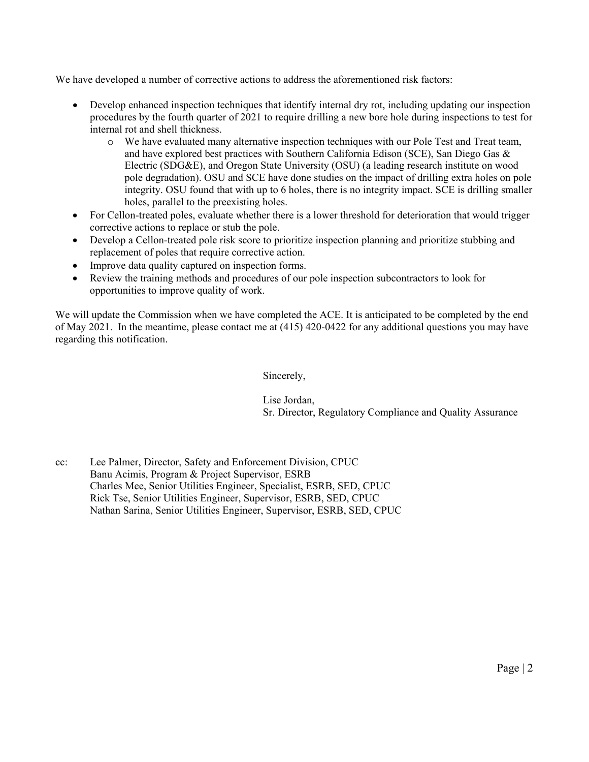We have developed a number of corrective actions to address the aforementioned risk factors:

- Develop enhanced inspection techniques that identify internal dry rot, including updating our inspection procedures by the fourth quarter of 2021 to require drilling a new bore hole during inspections to test for internal rot and shell thickness.
    - We have evaluated many alternative inspection techniques with our Pole Test and Treat team, and have explored best practices with Southern California Edison (SCE), San Diego Gas & Electric (SDG&E), and Oregon State University (OSU) (a leading research institute on wood pole degradation). OSU and SCE have done studies on the impact of drilling extra holes on pole integrity. OSU found that with up to 6 holes, there is no integrity impact. SCE is drilling smaller holes, parallel to the preexisting holes.
- For Cellon-treated poles, evaluate whether there is a lower threshold for deterioration that would trigger corrective actions to replace or stub the pole.
- Develop a Cellon-treated pole risk score to prioritize inspection planning and prioritize stubbing and replacement of poles that require corrective action.
- Improve data quality captured on inspection forms.
- Review the training methods and procedures of our pole inspection subcontractors to look for opportunities to improve quality of work.

We will update the Commission when we have completed the ACE. It is anticipated to be completed by the end of May 2021. In the meantime, please contact me at (415) 420-0422 for any additional questions you may have regarding this notification.

Sincerely,

Lise Jordan,
Sr. Director, Regulatory Compliance and Quality Assurance

cc: Lee Palmer, Director, Safety and Enforcement Division, CPUC
Banu Acimis, Program & Project Supervisor, ESRB
Charles Mee, Senior Utilities Engineer, Specialist, ESRB, SED, CPUC
Rick Tse, Senior Utilities Engineer, Supervisor, ESRB, SED, CPUC
Nathan Sarina, Senior Utilities Engineer, Supervisor, ESRB, SED, CPUC